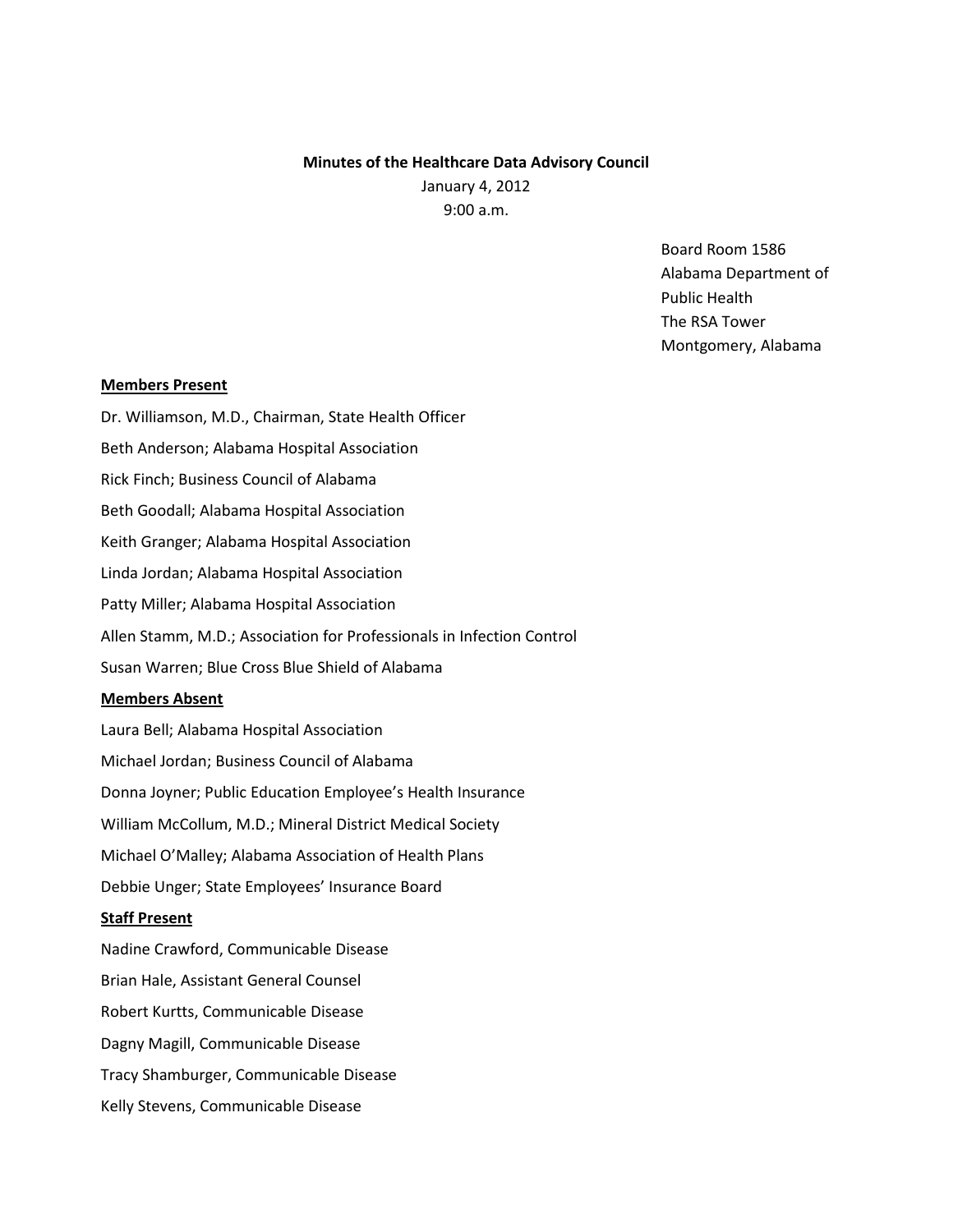**Minutes of the Healthcare Data Advisory Council**

January 4, 2012

9:00 a.m.

Board Room 1586
Alabama Department of Public Health
The RSA Tower
Montgomery, Alabama

**Members Present**

Dr. Williamson, M.D., Chairman, State Health Officer

Beth Anderson; Alabama Hospital Association

Rick Finch; Business Council of Alabama

Beth Goodall; Alabama Hospital Association

Keith Granger; Alabama Hospital Association

Linda Jordan; Alabama Hospital Association

Patty Miller; Alabama Hospital Association

Allen Stamm, M.D.; Association for Professionals in Infection Control

Susan Warren; Blue Cross Blue Shield of Alabama

**Members Absent**

Laura Bell; Alabama Hospital Association

Michael Jordan; Business Council of Alabama

Donna Joyner; Public Education Employee's Health Insurance

William McCollum, M.D.; Mineral District Medical Society

Michael O'Malley; Alabama Association of Health Plans

Debbie Unger; State Employees' Insurance Board

**Staff Present**

Nadine Crawford, Communicable Disease

Brian Hale, Assistant General Counsel

Robert Kurtts, Communicable Disease

Dagny Magill, Communicable Disease

Tracy Shamburger, Communicable Disease

Kelly Stevens, Communicable Disease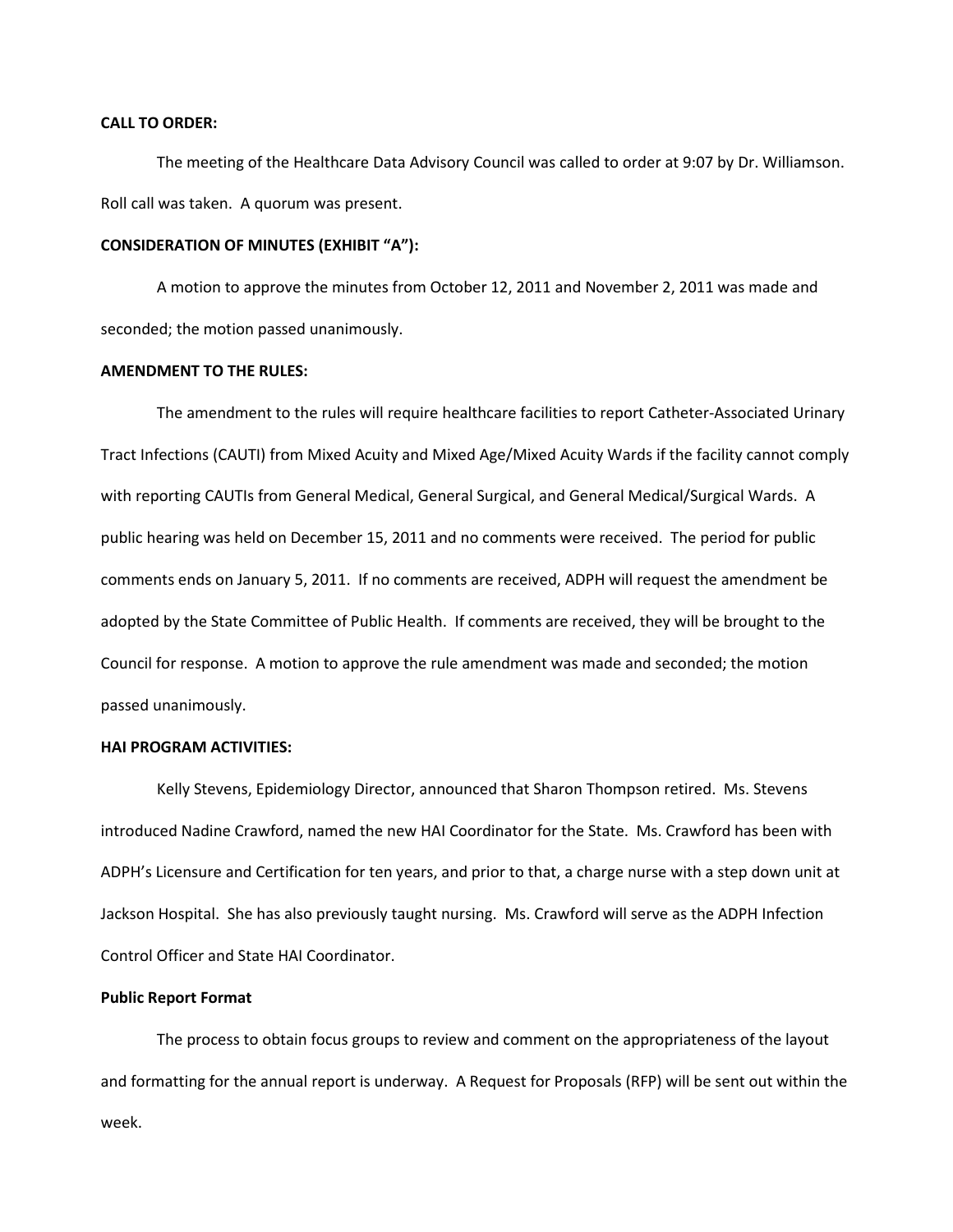**CALL TO ORDER:**

The meeting of the Healthcare Data Advisory Council was called to order at 9:07 by Dr. Williamson. Roll call was taken. A quorum was present.

**CONSIDERATION OF MINUTES (EXHIBIT "A"):**

A motion to approve the minutes from October 12, 2011 and November 2, 2011 was made and seconded; the motion passed unanimously.

**AMENDMENT TO THE RULES:**

The amendment to the rules will require healthcare facilities to report Catheter-Associated Urinary Tract Infections (CAUTI) from Mixed Acuity and Mixed Age/Mixed Acuity Wards if the facility cannot comply with reporting CAUTIs from General Medical, General Surgical, and General Medical/Surgical Wards. A public hearing was held on December 15, 2011 and no comments were received. The period for public comments ends on January 5, 2011. If no comments are received, ADPH will request the amendment be adopted by the State Committee of Public Health. If comments are received, they will be brought to the Council for response. A motion to approve the rule amendment was made and seconded; the motion passed unanimously.

**HAI PROGRAM ACTIVITIES:**

Kelly Stevens, Epidemiology Director, announced that Sharon Thompson retired. Ms. Stevens introduced Nadine Crawford, named the new HAI Coordinator for the State. Ms. Crawford has been with ADPH's Licensure and Certification for ten years, and prior to that, a charge nurse with a step down unit at Jackson Hospital. She has also previously taught nursing. Ms. Crawford will serve as the ADPH Infection Control Officer and State HAI Coordinator.

**Public Report Format**

The process to obtain focus groups to review and comment on the appropriateness of the layout and formatting for the annual report is underway. A Request for Proposals (RFP) will be sent out within the week.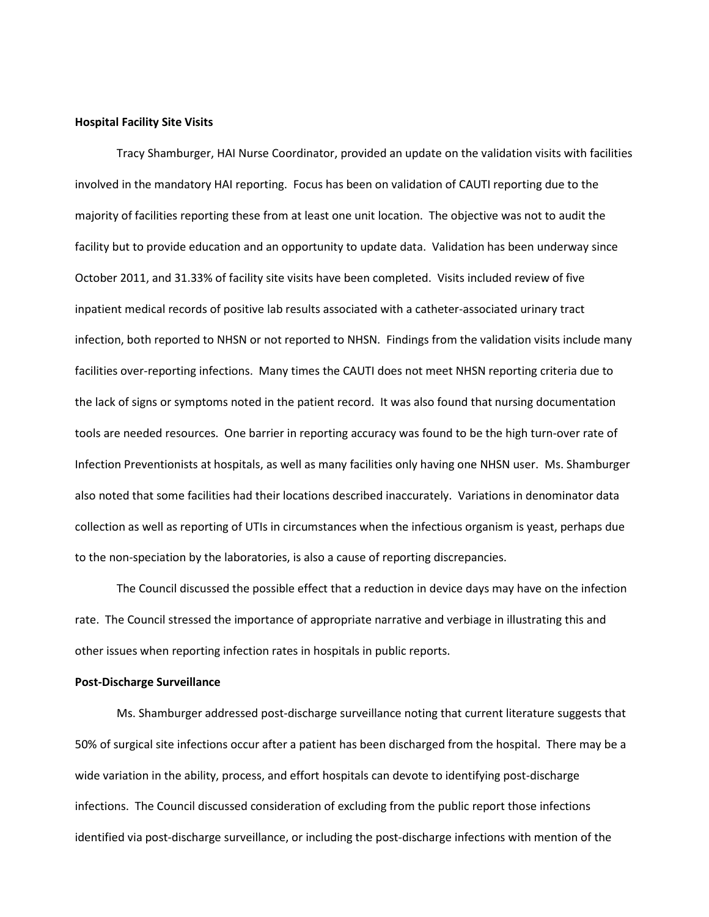**Hospital Facility Site Visits**

Tracy Shamburger, HAI Nurse Coordinator, provided an update on the validation visits with facilities involved in the mandatory HAI reporting. Focus has been on validation of CAUTI reporting due to the majority of facilities reporting these from at least one unit location. The objective was not to audit the facility but to provide education and an opportunity to update data. Validation has been underway since October 2011, and 31.33% of facility site visits have been completed. Visits included review of five inpatient medical records of positive lab results associated with a catheter-associated urinary tract infection, both reported to NHSN or not reported to NHSN. Findings from the validation visits include many facilities over-reporting infections. Many times the CAUTI does not meet NHSN reporting criteria due to the lack of signs or symptoms noted in the patient record. It was also found that nursing documentation tools are needed resources. One barrier in reporting accuracy was found to be the high turn-over rate of Infection Preventionists at hospitals, as well as many facilities only having one NHSN user. Ms. Shamburger also noted that some facilities had their locations described inaccurately. Variations in denominator data collection as well as reporting of UTIs in circumstances when the infectious organism is yeast, perhaps due to the non-speciation by the laboratories, is also a cause of reporting discrepancies.

The Council discussed the possible effect that a reduction in device days may have on the infection rate. The Council stressed the importance of appropriate narrative and verbiage in illustrating this and other issues when reporting infection rates in hospitals in public reports.

**Post-Discharge Surveillance**

Ms. Shamburger addressed post-discharge surveillance noting that current literature suggests that 50% of surgical site infections occur after a patient has been discharged from the hospital. There may be a wide variation in the ability, process, and effort hospitals can devote to identifying post-discharge infections. The Council discussed consideration of excluding from the public report those infections identified via post-discharge surveillance, or including the post-discharge infections with mention of the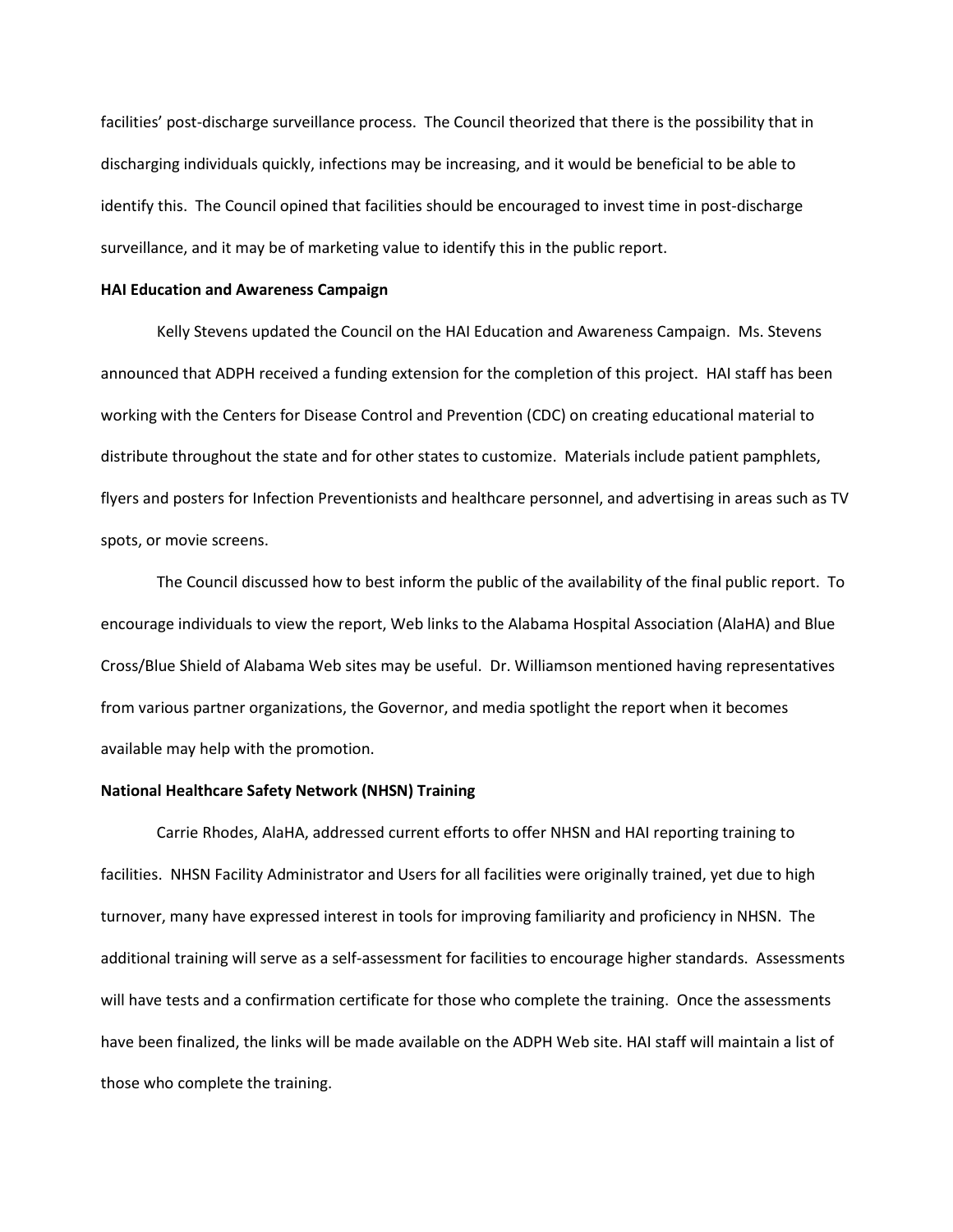facilities' post-discharge surveillance process. The Council theorized that there is the possibility that in discharging individuals quickly, infections may be increasing, and it would be beneficial to be able to identify this. The Council opined that facilities should be encouraged to invest time in post-discharge surveillance, and it may be of marketing value to identify this in the public report.

**HAI Education and Awareness Campaign**

Kelly Stevens updated the Council on the HAI Education and Awareness Campaign. Ms. Stevens announced that ADPH received a funding extension for the completion of this project. HAI staff has been working with the Centers for Disease Control and Prevention (CDC) on creating educational material to distribute throughout the state and for other states to customize. Materials include patient pamphlets, flyers and posters for Infection Preventionists and healthcare personnel, and advertising in areas such as TV spots, or movie screens.

The Council discussed how to best inform the public of the availability of the final public report. To encourage individuals to view the report, Web links to the Alabama Hospital Association (AlaHA) and Blue Cross/Blue Shield of Alabama Web sites may be useful. Dr. Williamson mentioned having representatives from various partner organizations, the Governor, and media spotlight the report when it becomes available may help with the promotion.

**National Healthcare Safety Network (NHSN) Training**

Carrie Rhodes, AlaHA, addressed current efforts to offer NHSN and HAI reporting training to facilities. NHSN Facility Administrator and Users for all facilities were originally trained, yet due to high turnover, many have expressed interest in tools for improving familiarity and proficiency in NHSN. The additional training will serve as a self-assessment for facilities to encourage higher standards. Assessments will have tests and a confirmation certificate for those who complete the training. Once the assessments have been finalized, the links will be made available on the ADPH Web site. HAI staff will maintain a list of those who complete the training.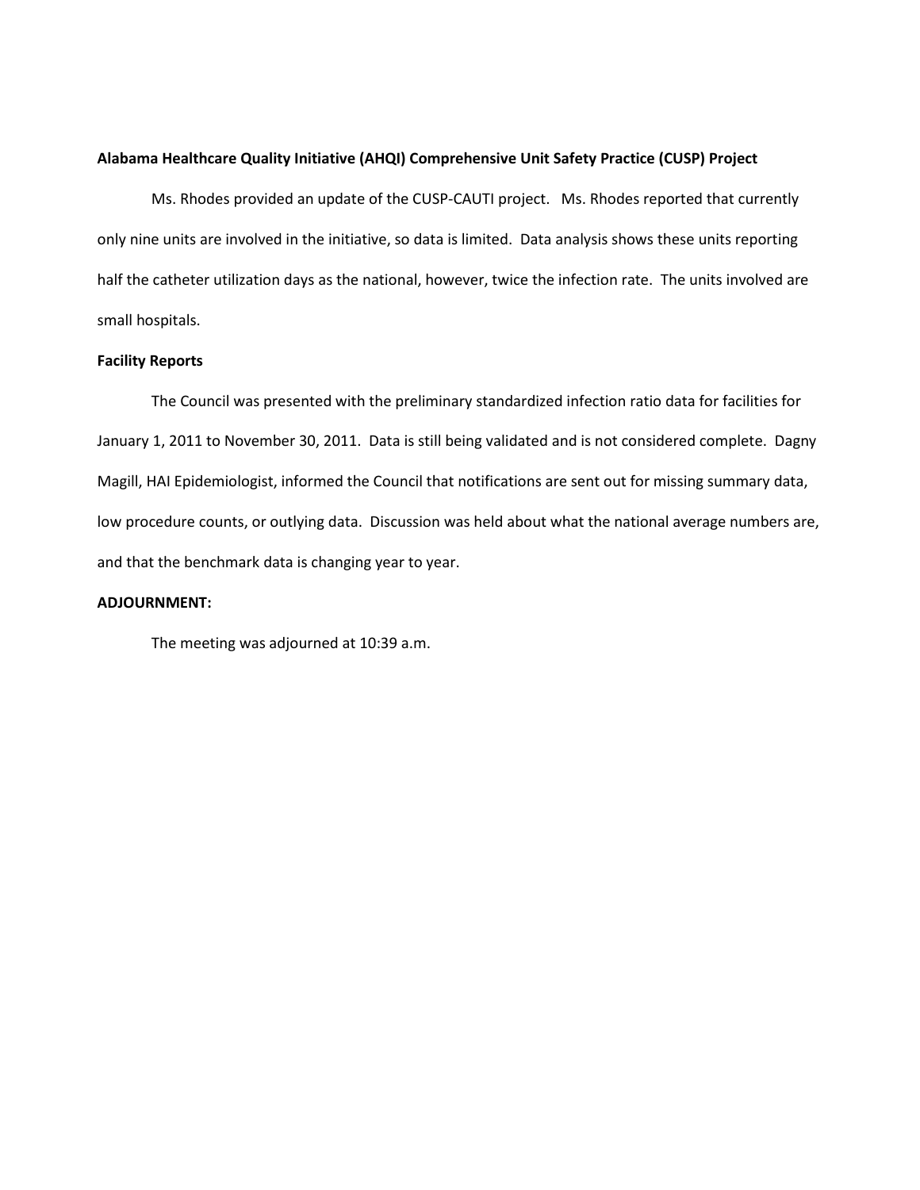**Alabama Healthcare Quality Initiative (AHQI) Comprehensive Unit Safety Practice (CUSP) Project**

Ms. Rhodes provided an update of the CUSP-CAUTI project. Ms. Rhodes reported that currently only nine units are involved in the initiative, so data is limited. Data analysis shows these units reporting half the catheter utilization days as the national, however, twice the infection rate. The units involved are small hospitals.

**Facility Reports**

The Council was presented with the preliminary standardized infection ratio data for facilities for January 1, 2011 to November 30, 2011. Data is still being validated and is not considered complete. Dagny Magill, HAI Epidemiologist, informed the Council that notifications are sent out for missing summary data, low procedure counts, or outlying data. Discussion was held about what the national average numbers are, and that the benchmark data is changing year to year.

**ADJOURNMENT:**

The meeting was adjourned at 10:39 a.m.